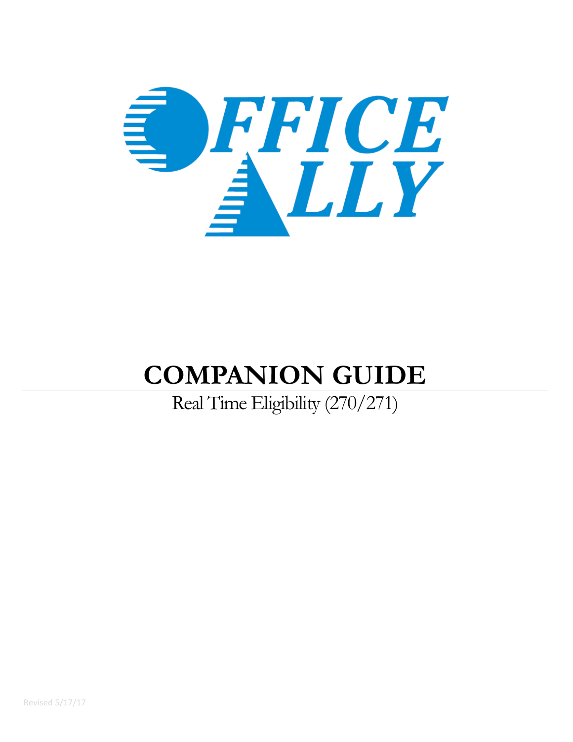# COMPANION GUIDE

Real Time Eligibility (270/271)

Revised 5/17/17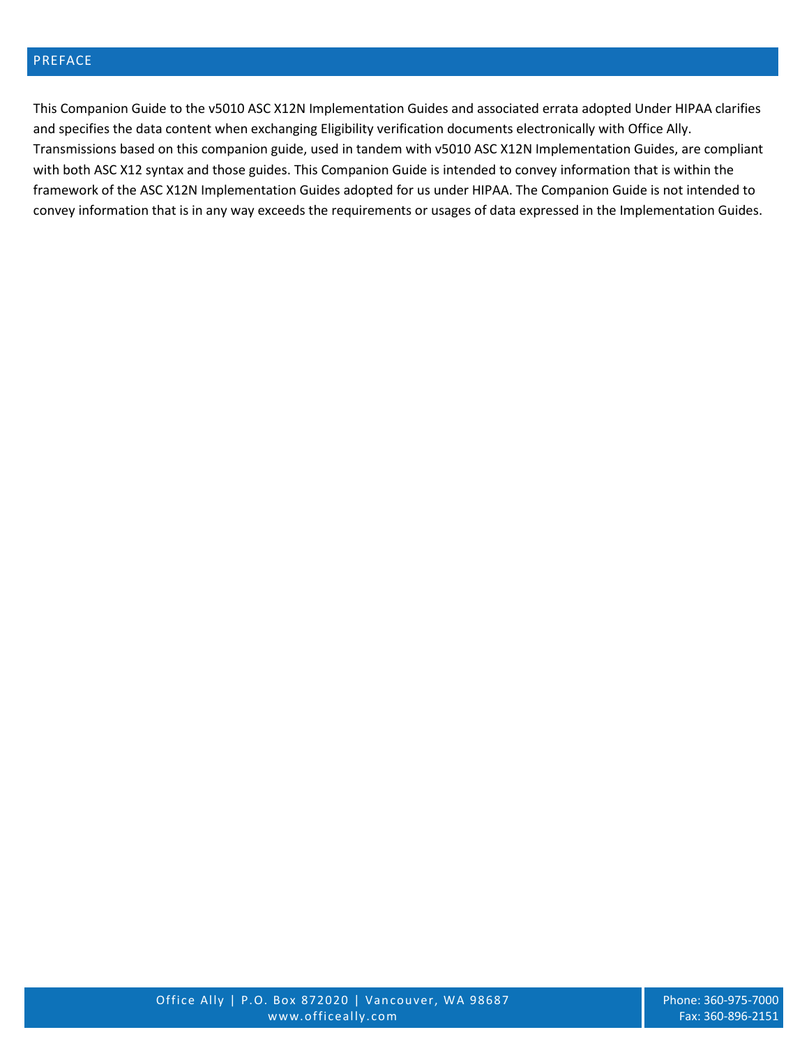## PREFACE

This Companion Guide to the v5010 ASC X12N Implementation Guides and associated errata adopted Under HIPAA clarifies and specifies the data content when exchanging Eligibility verification documents electronically with Office Ally. Transmissions based on this companion guide, used in tandem with v5010 ASC X12N Implementation Guides, are compliant with both ASC X12 syntax and those guides. This Companion Guide is intended to convey information that is within the framework of the ASC X12N Implementation Guides adopted for us under HIPAA. The Companion Guide is not intended to convey information that is in any way exceeds the requirements or usages of data expressed in the Implementation Guides.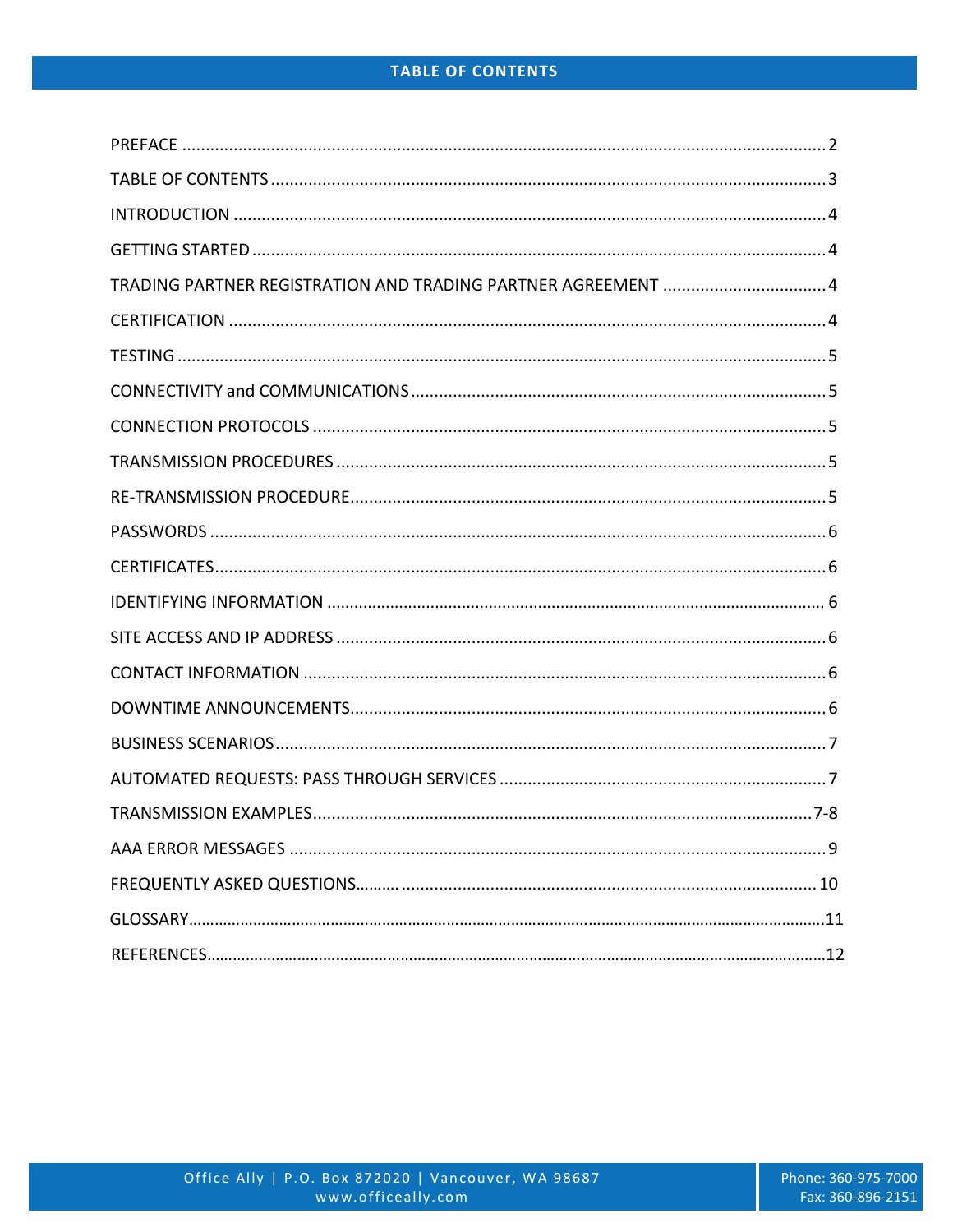# TABLE OF CONTENTS

PREFACE ........................................................................................................................................ 2

TABLE OF CONTENTS ..................................................................................................................... 3

INTRODUCTION .............................................................................................................................. 4

GETTING STARTED ......................................................................................................................... 4

TRADING PARTNER REGISTRATION AND TRADING PARTNER AGREEMENT ................................... 4

CERTIFICATION ............................................................................................................................... 4

TESTING .......................................................................................................................................... 5

CONNECTIVITY and COMMUNICATIONS ........................................................................................ 5

CONNECTION PROTOCOLS ............................................................................................................. 5

TRANSMISSION PROCEDURES ........................................................................................................ 5

RE-TRANSMISSION PROCEDURE ...................................................................................................... 5

PASSWORDS ................................................................................................................................... 6

CERTIFICATES .................................................................................................................................. 6

IDENTIFYING INFORMATION ........................................................................................................... 6

SITE ACCESS AND IP ADDRESS ........................................................................................................ 6

CONTACT INFORMATION ............................................................................................................... 6

DOWNTIME ANNOUNCEMENTS ..................................................................................................... 6

BUSINESS SCENARIOS ..................................................................................................................... 7

AUTOMATED REQUESTS: PASS THROUGH SERVICES ..................................................................... 7

TRANSMISSION EXAMPLES ......................................................................................................... 7-8

AAA ERROR MESSAGES .................................................................................................................. 9

FREQUENTLY ASKED QUESTIONS ................................................................................................. 10

GLOSSARY ..................................................................................................................................... 11

REFERENCES .................................................................................................................................. 12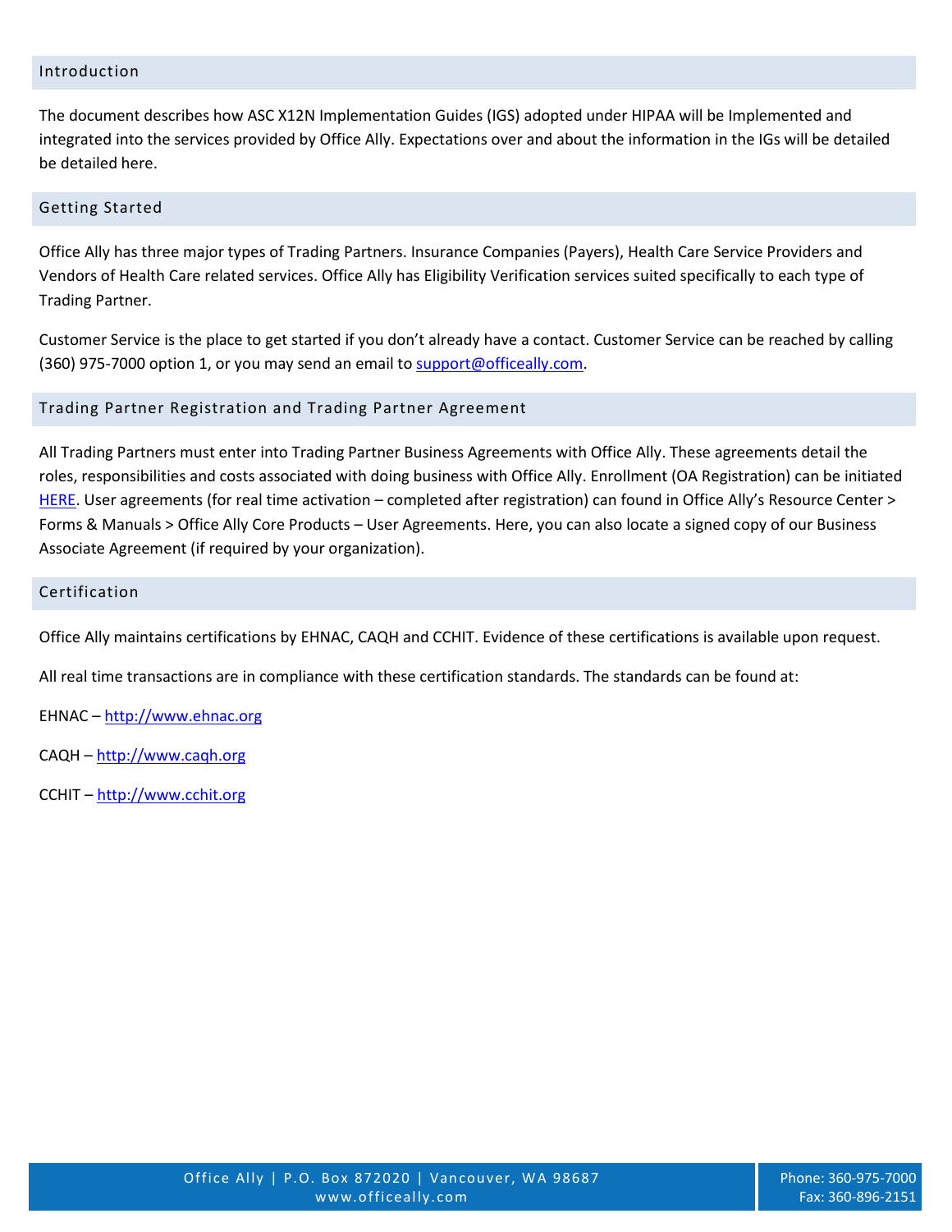## Introduction

The document describes how ASC X12N Implementation Guides (IGS) adopted under HIPAA will be Implemented and integrated into the services provided by Office Ally. Expectations over and about the information in the IGs will be detailed be detailed here.

## Getting Started

Office Ally has three major types of Trading Partners. Insurance Companies (Payers), Health Care Service Providers and Vendors of Health Care related services. Office Ally has Eligibility Verification services suited specifically to each type of Trading Partner.

Customer Service is the place to get started if you don't already have a contact. Customer Service can be reached by calling (360) 975-7000 option 1, or you may send an email to support@officeally.com.

## Trading Partner Registration and Trading Partner Agreement

All Trading Partners must enter into Trading Partner Business Agreements with Office Ally. These agreements detail the roles, responsibilities and costs associated with doing business with Office Ally. Enrollment (OA Registration) can be initiated HERE. User agreements (for real time activation – completed after registration) can found in Office Ally's Resource Center > Forms & Manuals > Office Ally Core Products – User Agreements. Here, you can also locate a signed copy of our Business Associate Agreement (if required by your organization).

## Certification

Office Ally maintains certifications by EHNAC, CAQH and CCHIT. Evidence of these certifications is available upon request.

All real time transactions are in compliance with these certification standards. The standards can be found at:

EHNAC – http://www.ehnac.org

CAQH – http://www.caqh.org

CCHIT – http://www.cchit.org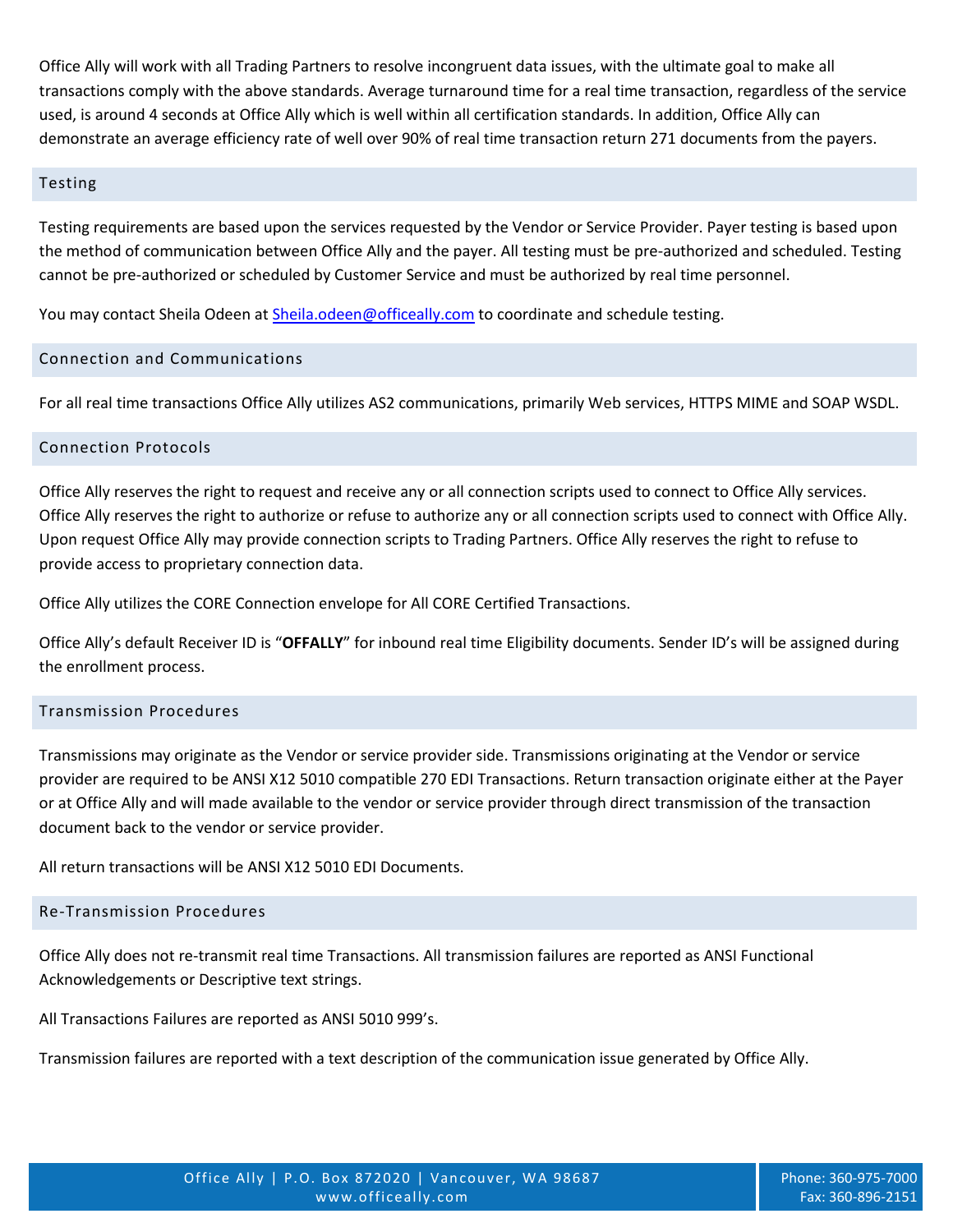Office Ally will work with all Trading Partners to resolve incongruent data issues, with the ultimate goal to make all transactions comply with the above standards. Average turnaround time for a real time transaction, regardless of the service used, is around 4 seconds at Office Ally which is well within all certification standards. In addition, Office Ally can demonstrate an average efficiency rate of well over 90% of real time transaction return 271 documents from the payers.

## Testing

Testing requirements are based upon the services requested by the Vendor or Service Provider. Payer testing is based upon the method of communication between Office Ally and the payer. All testing must be pre-authorized and scheduled. Testing cannot be pre-authorized or scheduled by Customer Service and must be authorized by real time personnel.

You may contact Sheila Odeen at [Sheila.odeen@officeally.com](mailto:Sheila.odeen@officeally.com) to coordinate and schedule testing.

## Connection and Communications

For all real time transactions Office Ally utilizes AS2 communications, primarily Web services, HTTPS MIME and SOAP WSDL.

## Connection Protocols

Office Ally reserves the right to request and receive any or all connection scripts used to connect to Office Ally services. Office Ally reserves the right to authorize or refuse to authorize any or all connection scripts used to connect with Office Ally. Upon request Office Ally may provide connection scripts to Trading Partners. Office Ally reserves the right to refuse to provide access to proprietary connection data.

Office Ally utilizes the CORE Connection envelope for All CORE Certified Transactions.

Office Ally's default Receiver ID is "**OFFALLY**" for inbound real time Eligibility documents. Sender ID's will be assigned during the enrollment process.

## Transmission Procedures

Transmissions may originate as the Vendor or service provider side. Transmissions originating at the Vendor or service provider are required to be ANSI X12 5010 compatible 270 EDI Transactions. Return transaction originate either at the Payer or at Office Ally and will made available to the vendor or service provider through direct transmission of the transaction document back to the vendor or service provider.

All return transactions will be ANSI X12 5010 EDI Documents.

## Re-Transmission Procedures

Office Ally does not re-transmit real time Transactions. All transmission failures are reported as ANSI Functional Acknowledgements or Descriptive text strings.

All Transactions Failures are reported as ANSI 5010 999's.

Transmission failures are reported with a text description of the communication issue generated by Office Ally.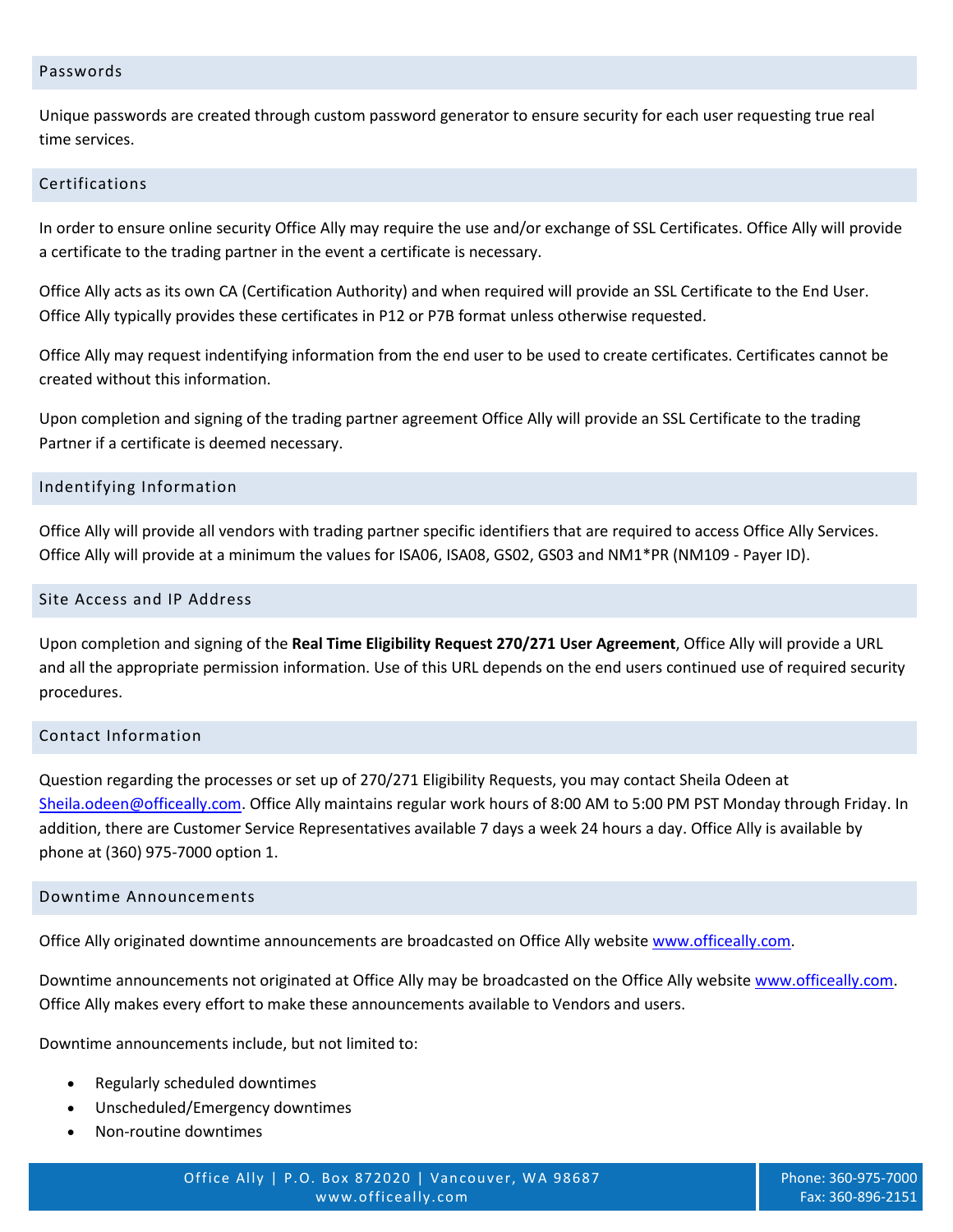## Passwords

Unique passwords are created through custom password generator to ensure security for each user requesting true real time services.

## Certifications

In order to ensure online security Office Ally may require the use and/or exchange of SSL Certificates. Office Ally will provide a certificate to the trading partner in the event a certificate is necessary.

Office Ally acts as its own CA (Certification Authority) and when required will provide an SSL Certificate to the End User. Office Ally typically provides these certificates in P12 or P7B format unless otherwise requested.

Office Ally may request indentifying information from the end user to be used to create certificates. Certificates cannot be created without this information.

Upon completion and signing of the trading partner agreement Office Ally will provide an SSL Certificate to the trading Partner if a certificate is deemed necessary.

## Indentifying Information

Office Ally will provide all vendors with trading partner specific identifiers that are required to access Office Ally Services. Office Ally will provide at a minimum the values for ISA06, ISA08, GS02, GS03 and NM1*PR (NM109 - Payer ID).

## Site Access and IP Address

Upon completion and signing of the **Real Time Eligibility Request 270/271 User Agreement**, Office Ally will provide a URL and all the appropriate permission information. Use of this URL depends on the end users continued use of required security procedures.

## Contact Information

Question regarding the processes or set up of 270/271 Eligibility Requests, you may contact Sheila Odeen at Sheila.odeen@officeally.com. Office Ally maintains regular work hours of 8:00 AM to 5:00 PM PST Monday through Friday. In addition, there are Customer Service Representatives available 7 days a week 24 hours a day. Office Ally is available by phone at (360) 975-7000 option 1.

## Downtime Announcements

Office Ally originated downtime announcements are broadcasted on Office Ally website www.officeally.com.

Downtime announcements not originated at Office Ally may be broadcasted on the Office Ally website www.officeally.com. Office Ally makes every effort to make these announcements available to Vendors and users.

Downtime announcements include, but not limited to:

- Regularly scheduled downtimes
- Unscheduled/Emergency downtimes
- Non-routine downtimes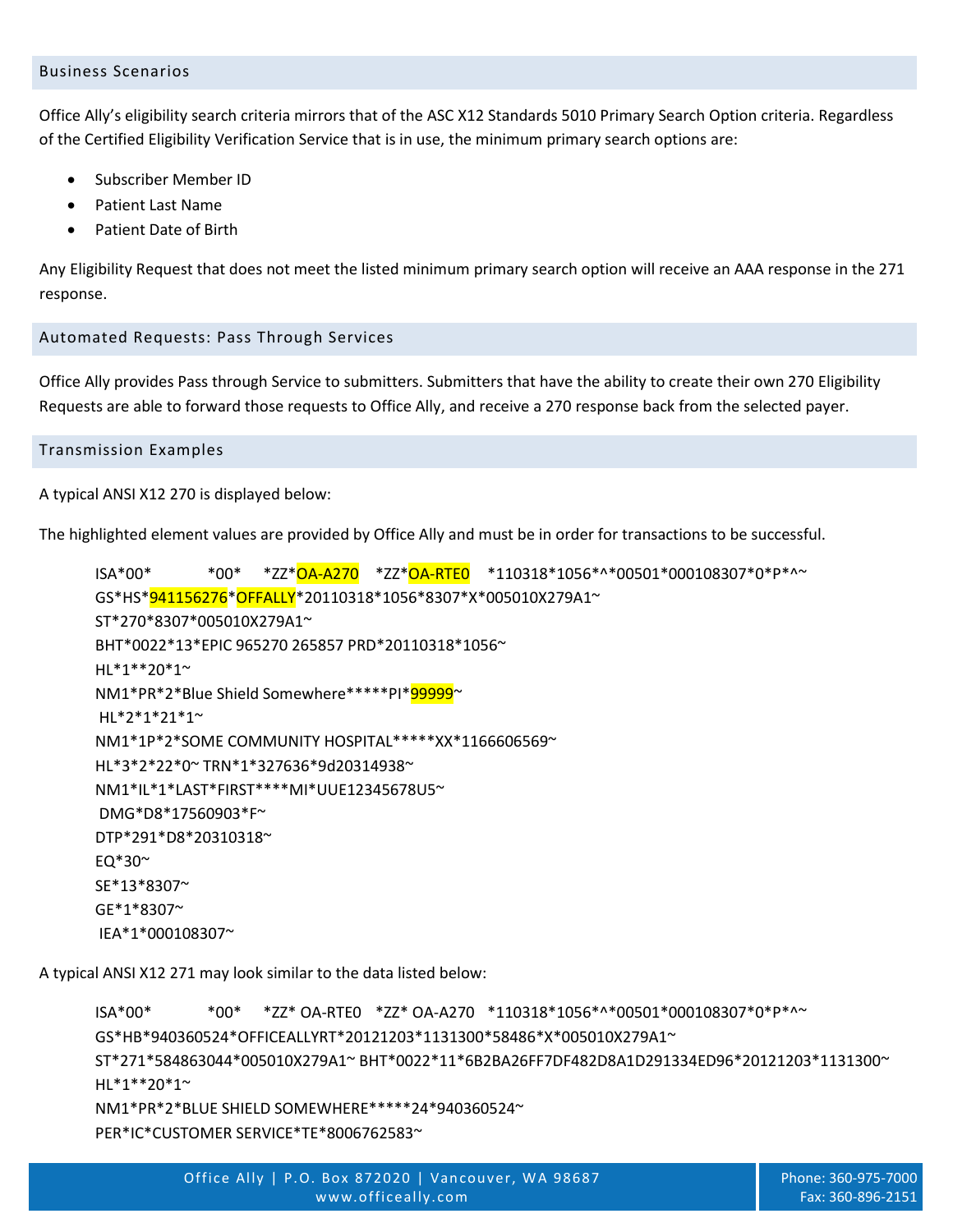## Business Scenarios

Office Ally's eligibility search criteria mirrors that of the ASC X12 Standards 5010 Primary Search Option criteria. Regardless of the Certified Eligibility Verification Service that is in use, the minimum primary search options are:

- Subscriber Member ID
- Patient Last Name
- Patient Date of Birth

Any Eligibility Request that does not meet the listed minimum primary search option will receive an AAA response in the 271 response.

## Automated Requests: Pass Through Services

Office Ally provides Pass through Service to submitters. Submitters that have the ability to create their own 270 Eligibility Requests are able to forward those requests to Office Ally, and receive a 270 response back from the selected payer.

## Transmission Examples

A typical ANSI X12 270 is displayed below:

The highlighted element values are provided by Office Ally and must be in order for transactions to be successful.

```
ISA*00*          *00*     *ZZ*OA-A270    *ZZ*OA-RTE0    *110318*1056*^*00501*000108307*0*P*^~
GS*HS*941156276*OFFALLY*20110318*1056*8307*X*005010X279A1~
ST*270*8307*005010X279A1~
BHT*0022*13*EPIC 965270 265857 PRD*20110318*1056~
HL*1**20*1~
NM1*PR*2*Blue Shield Somewhere*****PI*99999~
 HL*2*1*21*1~
NM1*1P*2*SOME COMMUNITY HOSPITAL*****XX*1166606569~
HL*3*2*22*0~ TRN*1*327636*9d20314938~
NM1*IL*1*LAST*FIRST****MI*UUE12345678U5~
 DMG*D8*17560903*F~
DTP*291*D8*20310318~
EQ*30~
SE*13*8307~
GE*1*8307~
 IEA*1*000108307~
```

A typical ANSI X12 271 may look similar to the data listed below:

```
ISA*00*          *00*     *ZZ* OA-RTE0   *ZZ* OA-A270   *110318*1056*^*00501*000108307*0*P*^~
GS*HB*940360524*OFFICEALLYRT*20121203*1131300*58486*X*005010X279A1~
ST*271*584863044*005010X279A1~ BHT*0022*11*6B2BA26FF7DF482D8A1D291334ED96*20121203*1131300~
HL*1**20*1~
NM1*PR*2*BLUE SHIELD SOMEWHERE*****24*940360524~
PER*IC*CUSTOMER SERVICE*TE*8006762583~
```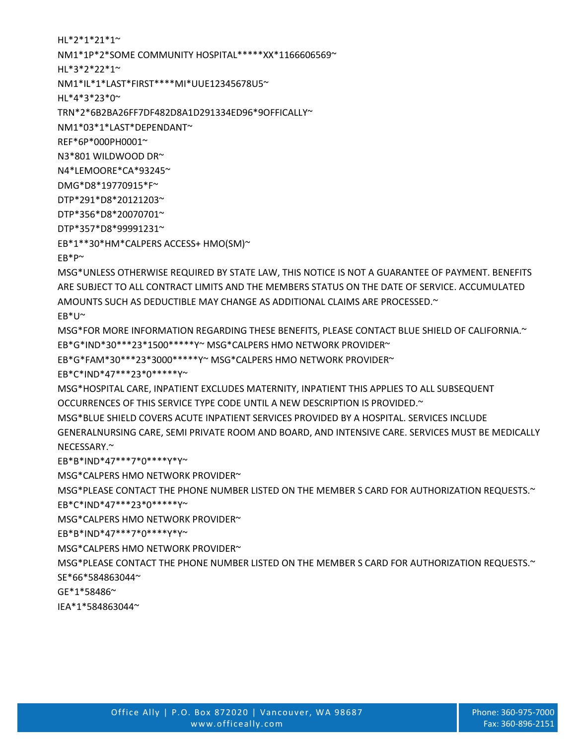```
HL*2*1*21*1~
NM1*1P*2*SOME COMMUNITY HOSPITAL*****XX*1166606569~
HL*3*2*22*1~
NM1*IL*1*LAST*FIRST****MI*UUE12345678U5~
HL*4*3*23*0~
TRN*2*6B2BA26FF7DF482D8A1D291334ED96*9OFFICALLY~
NM1*03*1*LAST*DEPENDANT~
REF*6P*000PH0001~
N3*801 WILDWOOD DR~
N4*LEMOORE*CA*93245~
DMG*D8*19770915*F~
DTP*291*D8*20121203~
DTP*356*D8*20070701~
DTP*357*D8*99991231~
EB*1**30*HM*CALPERS ACCESS+ HMO(SM)~
EB*P~
MSG*UNLESS OTHERWISE REQUIRED BY STATE LAW, THIS NOTICE IS NOT A GUARANTEE OF PAYMENT. BENEFITS ARE SUBJECT TO ALL CONTRACT LIMITS AND THE MEMBERS STATUS ON THE DATE OF SERVICE. ACCUMULATED AMOUNTS SUCH AS DEDUCTIBLE MAY CHANGE AS ADDITIONAL CLAIMS ARE PROCESSED.~
EB*U~
MSG*FOR MORE INFORMATION REGARDING THESE BENEFITS, PLEASE CONTACT BLUE SHIELD OF CALIFORNIA.~
EB*G*IND*30***23*1500*****Y~ MSG*CALPERS HMO NETWORK PROVIDER~
EB*G*FAM*30***23*3000*****Y~ MSG*CALPERS HMO NETWORK PROVIDER~
EB*C*IND*47***23*0*****Y~
MSG*HOSPITAL CARE, INPATIENT EXCLUDES MATERNITY, INPATIENT THIS APPLIES TO ALL SUBSEQUENT OCCURRENCES OF THIS SERVICE TYPE CODE UNTIL A NEW DESCRIPTION IS PROVIDED.~
MSG*BLUE SHIELD COVERS ACUTE INPATIENT SERVICES PROVIDED BY A HOSPITAL. SERVICES INCLUDE GENERALNURSING CARE, SEMI PRIVATE ROOM AND BOARD, AND INTENSIVE CARE. SERVICES MUST BE MEDICALLY NECESSARY.~
EB*B*IND*47***7*0****Y*Y~
MSG*CALPERS HMO NETWORK PROVIDER~
MSG*PLEASE CONTACT THE PHONE NUMBER LISTED ON THE MEMBER S CARD FOR AUTHORIZATION REQUESTS.~
EB*C*IND*47***23*0*****Y~
MSG*CALPERS HMO NETWORK PROVIDER~
EB*B*IND*47***7*0****Y*Y~
MSG*CALPERS HMO NETWORK PROVIDER~
MSG*PLEASE CONTACT THE PHONE NUMBER LISTED ON THE MEMBER S CARD FOR AUTHORIZATION REQUESTS.~
SE*66*584863044~
GE*1*58486~
IEA*1*584863044~
```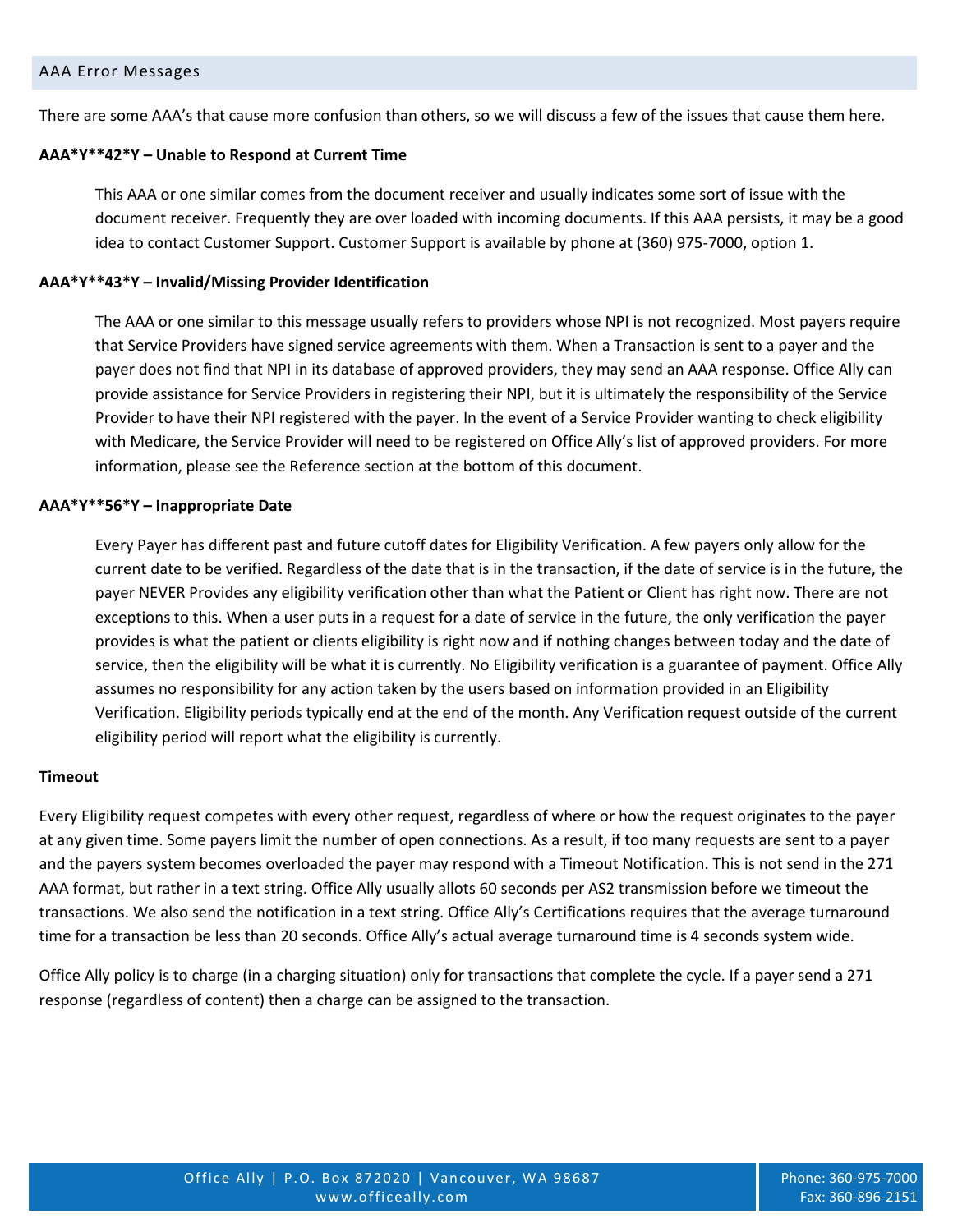## AAA Error Messages

There are some AAA's that cause more confusion than others, so we will discuss a few of the issues that cause them here.

**AAA*Y**42*Y – Unable to Respond at Current Time**

This AAA or one similar comes from the document receiver and usually indicates some sort of issue with the document receiver. Frequently they are over loaded with incoming documents. If this AAA persists, it may be a good idea to contact Customer Support. Customer Support is available by phone at (360) 975-7000, option 1.

**AAA*Y**43*Y – Invalid/Missing Provider Identification**

The AAA or one similar to this message usually refers to providers whose NPI is not recognized. Most payers require that Service Providers have signed service agreements with them. When a Transaction is sent to a payer and the payer does not find that NPI in its database of approved providers, they may send an AAA response. Office Ally can provide assistance for Service Providers in registering their NPI, but it is ultimately the responsibility of the Service Provider to have their NPI registered with the payer. In the event of a Service Provider wanting to check eligibility with Medicare, the Service Provider will need to be registered on Office Ally's list of approved providers. For more information, please see the Reference section at the bottom of this document.

**AAA*Y**56*Y – Inappropriate Date**

Every Payer has different past and future cutoff dates for Eligibility Verification. A few payers only allow for the current date to be verified. Regardless of the date that is in the transaction, if the date of service is in the future, the payer NEVER Provides any eligibility verification other than what the Patient or Client has right now. There are not exceptions to this. When a user puts in a request for a date of service in the future, the only verification the payer provides is what the patient or clients eligibility is right now and if nothing changes between today and the date of service, then the eligibility will be what it is currently. No Eligibility verification is a guarantee of payment. Office Ally assumes no responsibility for any action taken by the users based on information provided in an Eligibility Verification. Eligibility periods typically end at the end of the month. Any Verification request outside of the current eligibility period will report what the eligibility is currently.

**Timeout**

Every Eligibility request competes with every other request, regardless of where or how the request originates to the payer at any given time. Some payers limit the number of open connections. As a result, if too many requests are sent to a payer and the payers system becomes overloaded the payer may respond with a Timeout Notification. This is not send in the 271 AAA format, but rather in a text string. Office Ally usually allots 60 seconds per AS2 transmission before we timeout the transactions. We also send the notification in a text string. Office Ally's Certifications requires that the average turnaround time for a transaction be less than 20 seconds. Office Ally's actual average turnaround time is 4 seconds system wide.

Office Ally policy is to charge (in a charging situation) only for transactions that complete the cycle. If a payer send a 271 response (regardless of content) then a charge can be assigned to the transaction.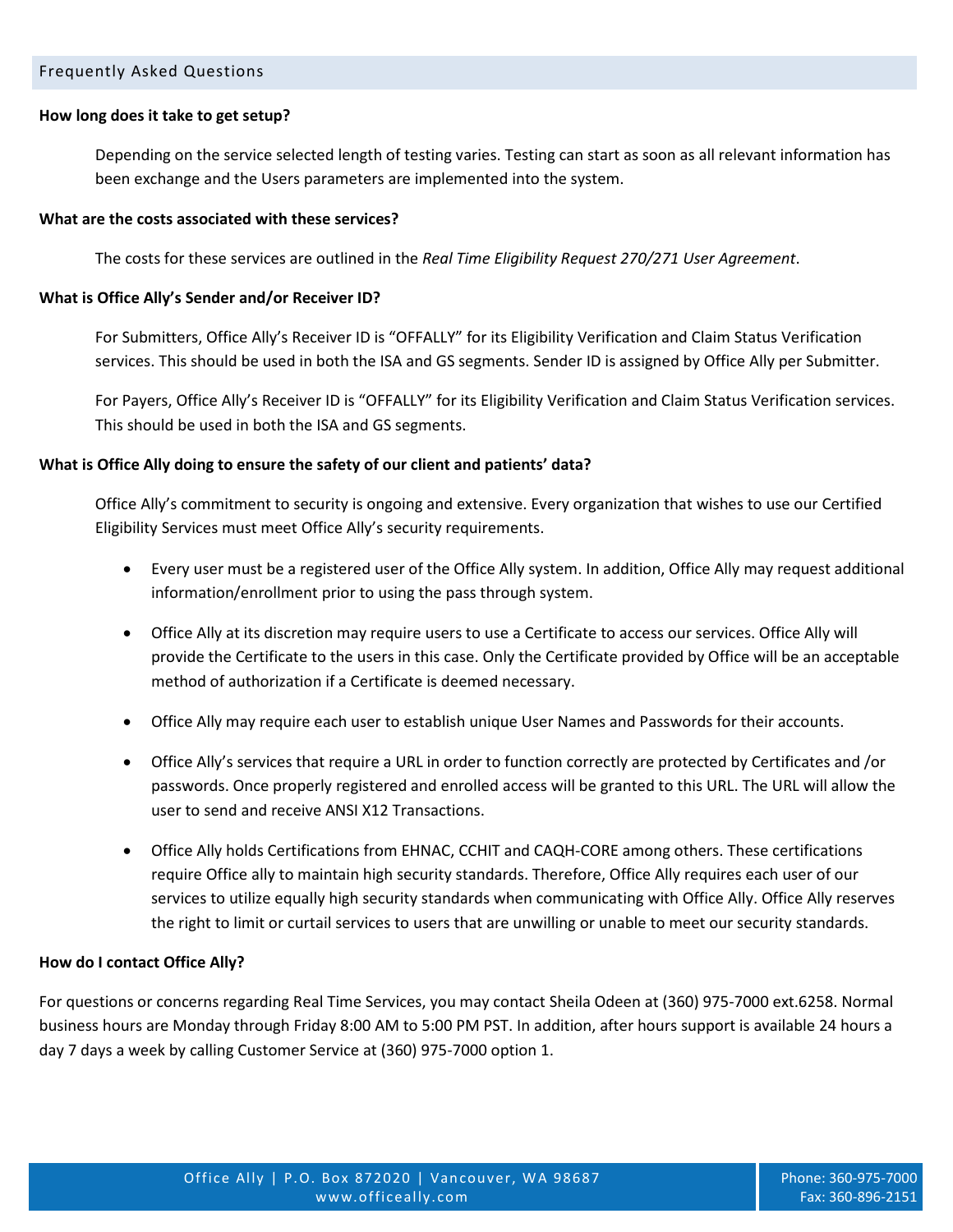## Frequently Asked Questions

**How long does it take to get setup?**

Depending on the service selected length of testing varies. Testing can start as soon as all relevant information has been exchange and the Users parameters are implemented into the system.

**What are the costs associated with these services?**

The costs for these services are outlined in the *Real Time Eligibility Request 270/271 User Agreement*.

**What is Office Ally's Sender and/or Receiver ID?**

For Submitters, Office Ally's Receiver ID is "OFFALLY" for its Eligibility Verification and Claim Status Verification services. This should be used in both the ISA and GS segments. Sender ID is assigned by Office Ally per Submitter.

For Payers, Office Ally's Receiver ID is "OFFALLY" for its Eligibility Verification and Claim Status Verification services. This should be used in both the ISA and GS segments.

**What is Office Ally doing to ensure the safety of our client and patients' data?**

Office Ally's commitment to security is ongoing and extensive. Every organization that wishes to use our Certified Eligibility Services must meet Office Ally's security requirements.

- Every user must be a registered user of the Office Ally system. In addition, Office Ally may request additional information/enrollment prior to using the pass through system.
- Office Ally at its discretion may require users to use a Certificate to access our services. Office Ally will provide the Certificate to the users in this case. Only the Certificate provided by Office will be an acceptable method of authorization if a Certificate is deemed necessary.
- Office Ally may require each user to establish unique User Names and Passwords for their accounts.
- Office Ally's services that require a URL in order to function correctly are protected by Certificates and /or passwords. Once properly registered and enrolled access will be granted to this URL. The URL will allow the user to send and receive ANSI X12 Transactions.
- Office Ally holds Certifications from EHNAC, CCHIT and CAQH-CORE among others. These certifications require Office ally to maintain high security standards. Therefore, Office Ally requires each user of our services to utilize equally high security standards when communicating with Office Ally. Office Ally reserves the right to limit or curtail services to users that are unwilling or unable to meet our security standards.

**How do I contact Office Ally?**

For questions or concerns regarding Real Time Services, you may contact Sheila Odeen at (360) 975-7000 ext.6258. Normal business hours are Monday through Friday 8:00 AM to 5:00 PM PST. In addition, after hours support is available 24 hours a day 7 days a week by calling Customer Service at (360) 975-7000 option 1.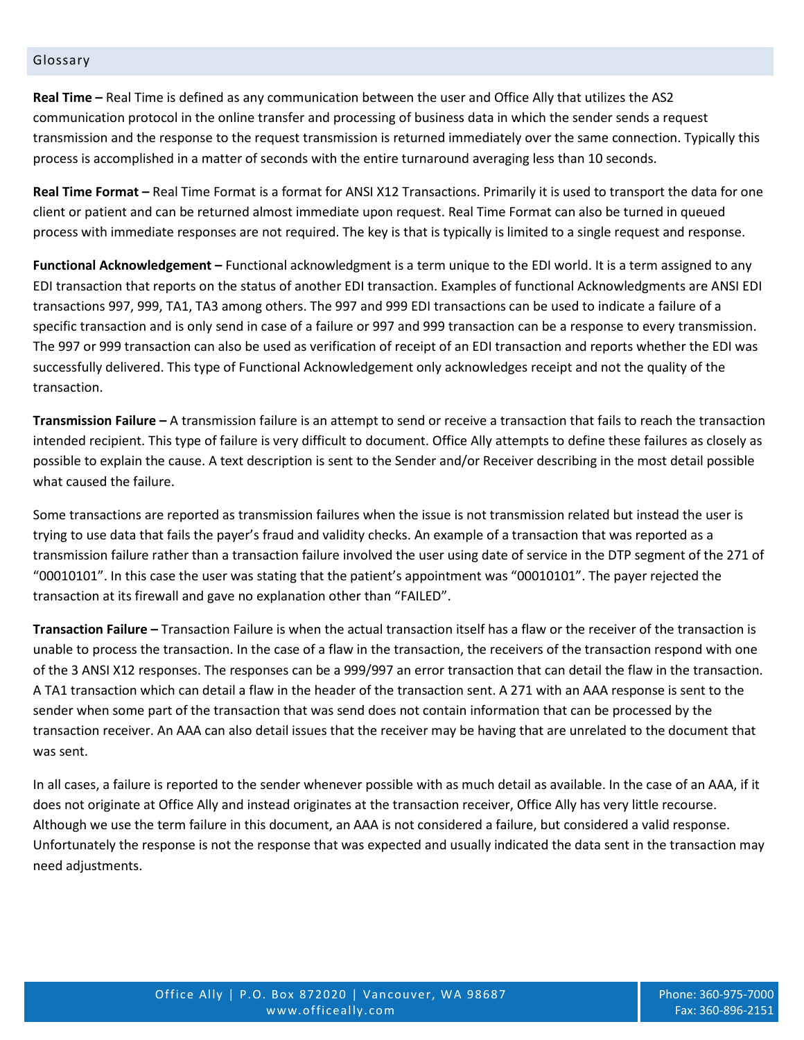## Glossary

**Real Time –** Real Time is defined as any communication between the user and Office Ally that utilizes the AS2 communication protocol in the online transfer and processing of business data in which the sender sends a request transmission and the response to the request transmission is returned immediately over the same connection. Typically this process is accomplished in a matter of seconds with the entire turnaround averaging less than 10 seconds.

**Real Time Format –** Real Time Format is a format for ANSI X12 Transactions. Primarily it is used to transport the data for one client or patient and can be returned almost immediate upon request. Real Time Format can also be turned in queued process with immediate responses are not required. The key is that is typically is limited to a single request and response.

**Functional Acknowledgement –** Functional acknowledgment is a term unique to the EDI world. It is a term assigned to any EDI transaction that reports on the status of another EDI transaction. Examples of functional Acknowledgments are ANSI EDI transactions 997, 999, TA1, TA3 among others. The 997 and 999 EDI transactions can be used to indicate a failure of a specific transaction and is only send in case of a failure or 997 and 999 transaction can be a response to every transmission. The 997 or 999 transaction can also be used as verification of receipt of an EDI transaction and reports whether the EDI was successfully delivered. This type of Functional Acknowledgement only acknowledges receipt and not the quality of the transaction.

**Transmission Failure –** A transmission failure is an attempt to send or receive a transaction that fails to reach the transaction intended recipient. This type of failure is very difficult to document. Office Ally attempts to define these failures as closely as possible to explain the cause. A text description is sent to the Sender and/or Receiver describing in the most detail possible what caused the failure.

Some transactions are reported as transmission failures when the issue is not transmission related but instead the user is trying to use data that fails the payer's fraud and validity checks. An example of a transaction that was reported as a transmission failure rather than a transaction failure involved the user using date of service in the DTP segment of the 271 of "00010101". In this case the user was stating that the patient's appointment was "00010101". The payer rejected the transaction at its firewall and gave no explanation other than "FAILED".

**Transaction Failure –** Transaction Failure is when the actual transaction itself has a flaw or the receiver of the transaction is unable to process the transaction. In the case of a flaw in the transaction, the receivers of the transaction respond with one of the 3 ANSI X12 responses. The responses can be a 999/997 an error transaction that can detail the flaw in the transaction. A TA1 transaction which can detail a flaw in the header of the transaction sent. A 271 with an AAA response is sent to the sender when some part of the transaction that was send does not contain information that can be processed by the transaction receiver. An AAA can also detail issues that the receiver may be having that are unrelated to the document that was sent.

In all cases, a failure is reported to the sender whenever possible with as much detail as available. In the case of an AAA, if it does not originate at Office Ally and instead originates at the transaction receiver, Office Ally has very little recourse. Although we use the term failure in this document, an AAA is not considered a failure, but considered a valid response. Unfortunately the response is not the response that was expected and usually indicated the data sent in the transaction may need adjustments.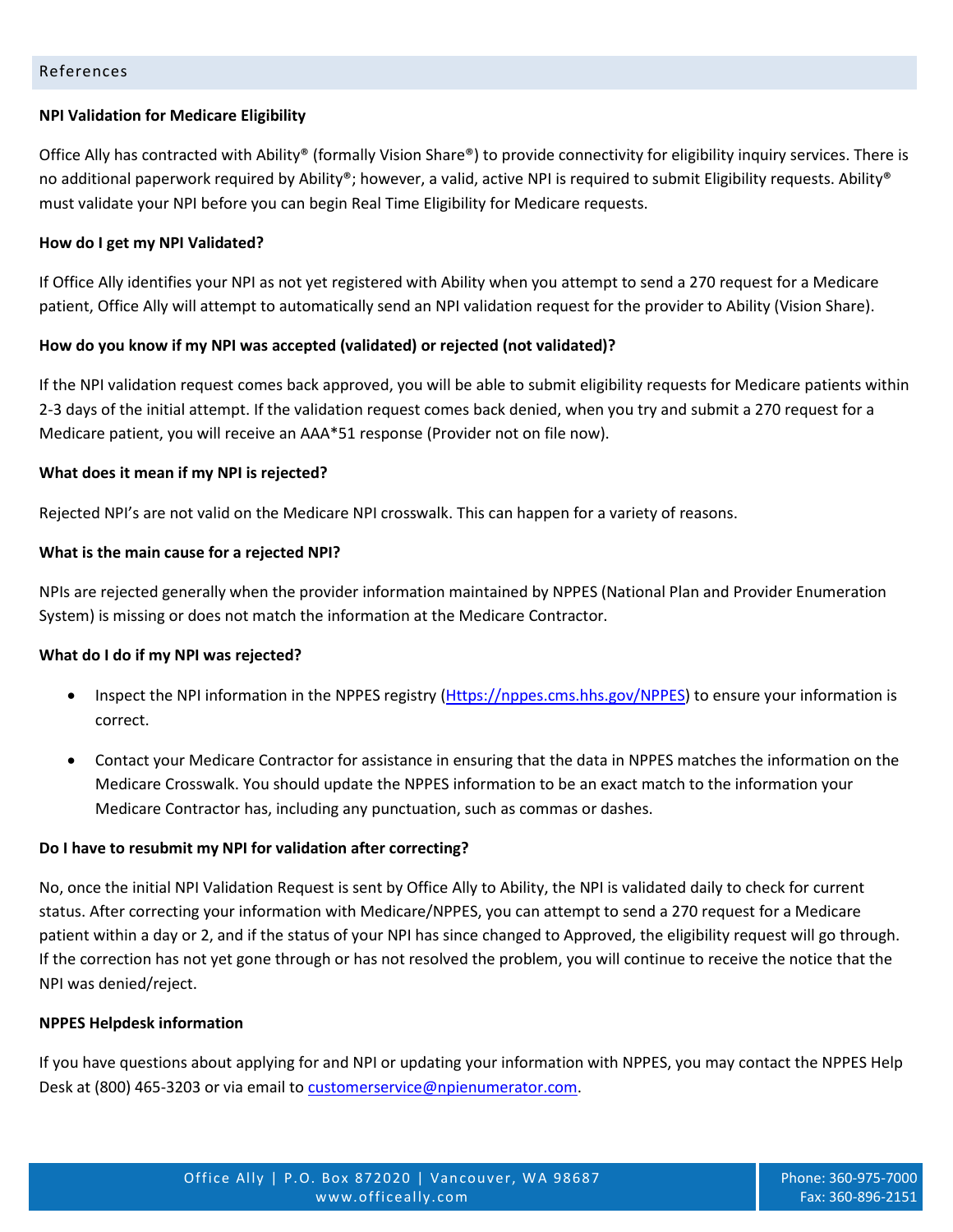## References

**NPI Validation for Medicare Eligibility**

Office Ally has contracted with Ability® (formally Vision Share®) to provide connectivity for eligibility inquiry services. There is no additional paperwork required by Ability®; however, a valid, active NPI is required to submit Eligibility requests. Ability® must validate your NPI before you can begin Real Time Eligibility for Medicare requests.

**How do I get my NPI Validated?**

If Office Ally identifies your NPI as not yet registered with Ability when you attempt to send a 270 request for a Medicare patient, Office Ally will attempt to automatically send an NPI validation request for the provider to Ability (Vision Share).

**How do you know if my NPI was accepted (validated) or rejected (not validated)?**

If the NPI validation request comes back approved, you will be able to submit eligibility requests for Medicare patients within 2-3 days of the initial attempt. If the validation request comes back denied, when you try and submit a 270 request for a Medicare patient, you will receive an AAA*51 response (Provider not on file now).

**What does it mean if my NPI is rejected?**

Rejected NPI's are not valid on the Medicare NPI crosswalk. This can happen for a variety of reasons.

**What is the main cause for a rejected NPI?**

NPIs are rejected generally when the provider information maintained by NPPES (National Plan and Provider Enumeration System) is missing or does not match the information at the Medicare Contractor.

**What do I do if my NPI was rejected?**

- Inspect the NPI information in the NPPES registry (Https://nppes.cms.hhs.gov/NPPES) to ensure your information is correct.
- Contact your Medicare Contractor for assistance in ensuring that the data in NPPES matches the information on the Medicare Crosswalk. You should update the NPPES information to be an exact match to the information your Medicare Contractor has, including any punctuation, such as commas or dashes.

**Do I have to resubmit my NPI for validation after correcting?**

No, once the initial NPI Validation Request is sent by Office Ally to Ability, the NPI is validated daily to check for current status. After correcting your information with Medicare/NPPES, you can attempt to send a 270 request for a Medicare patient within a day or 2, and if the status of your NPI has since changed to Approved, the eligibility request will go through. If the correction has not yet gone through or has not resolved the problem, you will continue to receive the notice that the NPI was denied/reject.

**NPPES Helpdesk information**

If you have questions about applying for and NPI or updating your information with NPPES, you may contact the NPPES Help Desk at (800) 465-3203 or via email to customerservice@npienumerator.com.